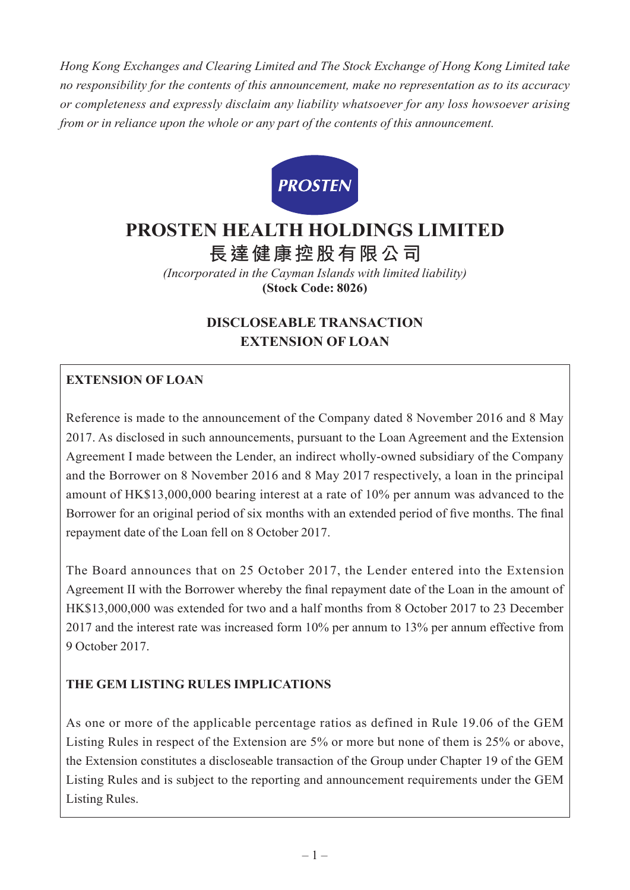*Hong Kong Exchanges and Clearing Limited and The Stock Exchange of Hong Kong Limited take no responsibility for the contents of this announcement, make no representation as to its accuracy or completeness and expressly disclaim any liability whatsoever for any loss howsoever arising from or in reliance upon the whole or any part of the contents of this announcement.*

PROSTEN

# PROSTEN HEALTH HOLDINGS LIMITED

# 長達健康控股有限公司

*(Incorporated in the Cayman Islands with limited liability)*

**(Stock Code: 8026)**

## DISCLOSEABLE TRANSACTION EXTENSION OF LOAN

**EXTENSION OF LOAN**

Reference is made to the announcement of the Company dated 8 November 2016 and 8 May 2017. As disclosed in such announcements, pursuant to the Loan Agreement and the Extension Agreement I made between the Lender, an indirect wholly-owned subsidiary of the Company and the Borrower on 8 November 2016 and 8 May 2017 respectively, a loan in the principal amount of HK$13,000,000 bearing interest at a rate of 10% per annum was advanced to the Borrower for an original period of six months with an extended period of five months. The final repayment date of the Loan fell on 8 October 2017.

The Board announces that on 25 October 2017, the Lender entered into the Extension Agreement II with the Borrower whereby the final repayment date of the Loan in the amount of HK$13,000,000 was extended for two and a half months from 8 October 2017 to 23 December 2017 and the interest rate was increased form 10% per annum to 13% per annum effective from 9 October 2017.

**THE GEM LISTING RULES IMPLICATIONS**

As one or more of the applicable percentage ratios as defined in Rule 19.06 of the GEM Listing Rules in respect of the Extension are 5% or more but none of them is 25% or above, the Extension constitutes a discloseable transaction of the Group under Chapter 19 of the GEM Listing Rules and is subject to the reporting and announcement requirements under the GEM Listing Rules.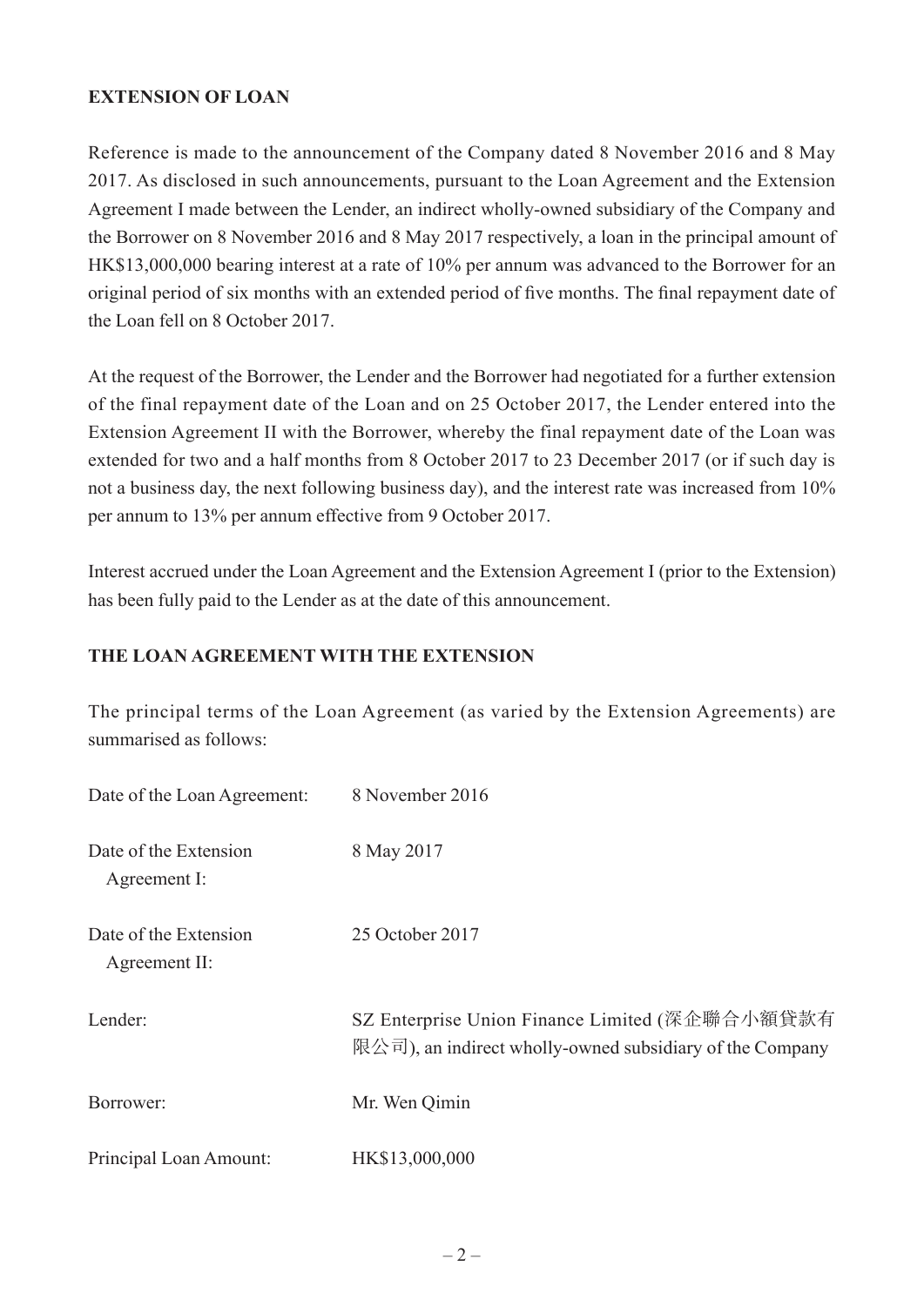## EXTENSION OF LOAN

Reference is made to the announcement of the Company dated 8 November 2016 and 8 May 2017. As disclosed in such announcements, pursuant to the Loan Agreement and the Extension Agreement I made between the Lender, an indirect wholly-owned subsidiary of the Company and the Borrower on 8 November 2016 and 8 May 2017 respectively, a loan in the principal amount of HK$13,000,000 bearing interest at a rate of 10% per annum was advanced to the Borrower for an original period of six months with an extended period of five months. The final repayment date of the Loan fell on 8 October 2017.

At the request of the Borrower, the Lender and the Borrower had negotiated for a further extension of the final repayment date of the Loan and on 25 October 2017, the Lender entered into the Extension Agreement II with the Borrower, whereby the final repayment date of the Loan was extended for two and a half months from 8 October 2017 to 23 December 2017 (or if such day is not a business day, the next following business day), and the interest rate was increased from 10% per annum to 13% per annum effective from 9 October 2017.

Interest accrued under the Loan Agreement and the Extension Agreement I (prior to the Extension) has been fully paid to the Lender as at the date of this announcement.

## THE LOAN AGREEMENT WITH THE EXTENSION

The principal terms of the Loan Agreement (as varied by the Extension Agreements) are summarised as follows:

| | |
|---|---|
| Date of the Loan Agreement: | 8 November 2016 |
| Date of the Extension Agreement I: | 8 May 2017 |
| Date of the Extension Agreement II: | 25 October 2017 |
| Lender: | SZ Enterprise Union Finance Limited (深企聯合小額貸款有限公司), an indirect wholly-owned subsidiary of the Company |
| Borrower: | Mr. Wen Qimin |
| Principal Loan Amount: | HK$13,000,000 |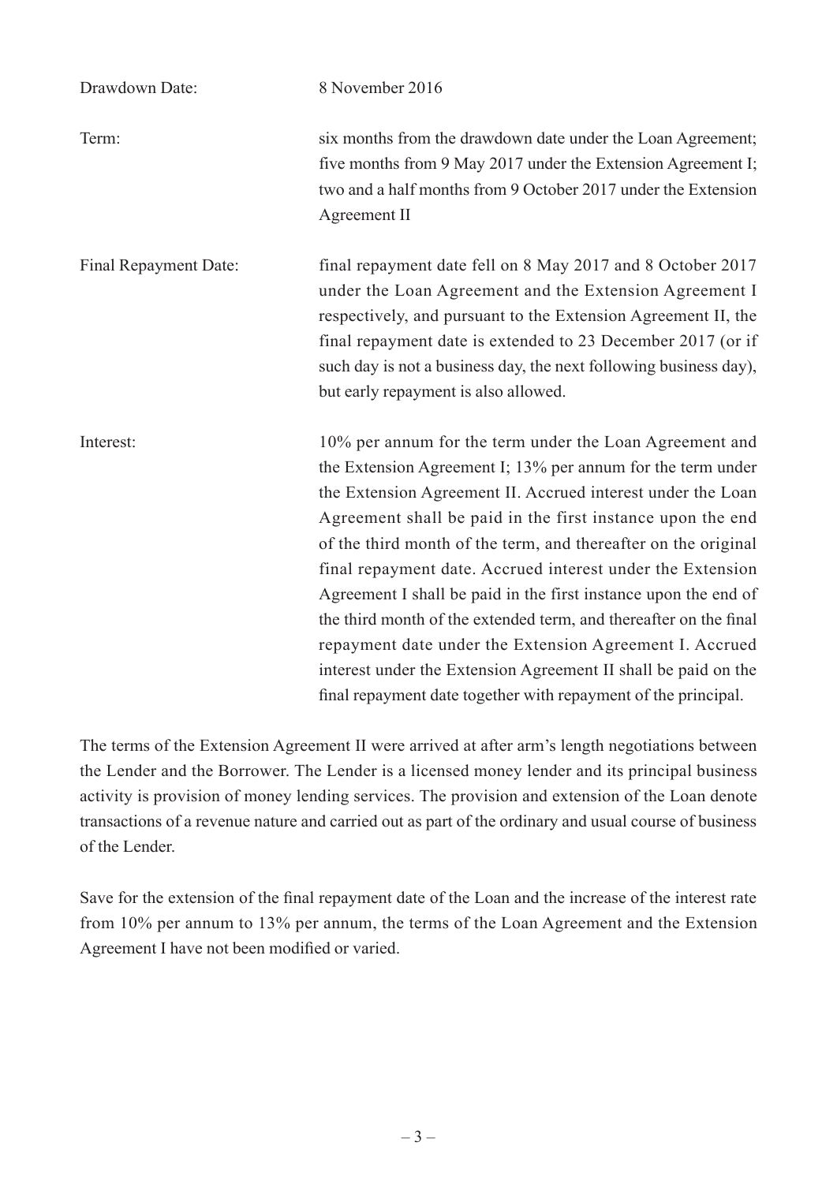| | |
|---|---|
| Drawdown Date: | 8 November 2016 |
| Term: | six months from the drawdown date under the Loan Agreement; five months from 9 May 2017 under the Extension Agreement I; two and a half months from 9 October 2017 under the Extension Agreement II |
| Final Repayment Date: | final repayment date fell on 8 May 2017 and 8 October 2017 under the Loan Agreement and the Extension Agreement I respectively, and pursuant to the Extension Agreement II, the final repayment date is extended to 23 December 2017 (or if such day is not a business day, the next following business day), but early repayment is also allowed. |
| Interest: | 10% per annum for the term under the Loan Agreement and the Extension Agreement I; 13% per annum for the term under the Extension Agreement II. Accrued interest under the Loan Agreement shall be paid in the first instance upon the end of the third month of the term, and thereafter on the original final repayment date. Accrued interest under the Extension Agreement I shall be paid in the first instance upon the end of the third month of the extended term, and thereafter on the final repayment date under the Extension Agreement I. Accrued interest under the Extension Agreement II shall be paid on the final repayment date together with repayment of the principal. |

The terms of the Extension Agreement II were arrived at after arm's length negotiations between the Lender and the Borrower. The Lender is a licensed money lender and its principal business activity is provision of money lending services. The provision and extension of the Loan denote transactions of a revenue nature and carried out as part of the ordinary and usual course of business of the Lender.

Save for the extension of the final repayment date of the Loan and the increase of the interest rate from 10% per annum to 13% per annum, the terms of the Loan Agreement and the Extension Agreement I have not been modified or varied.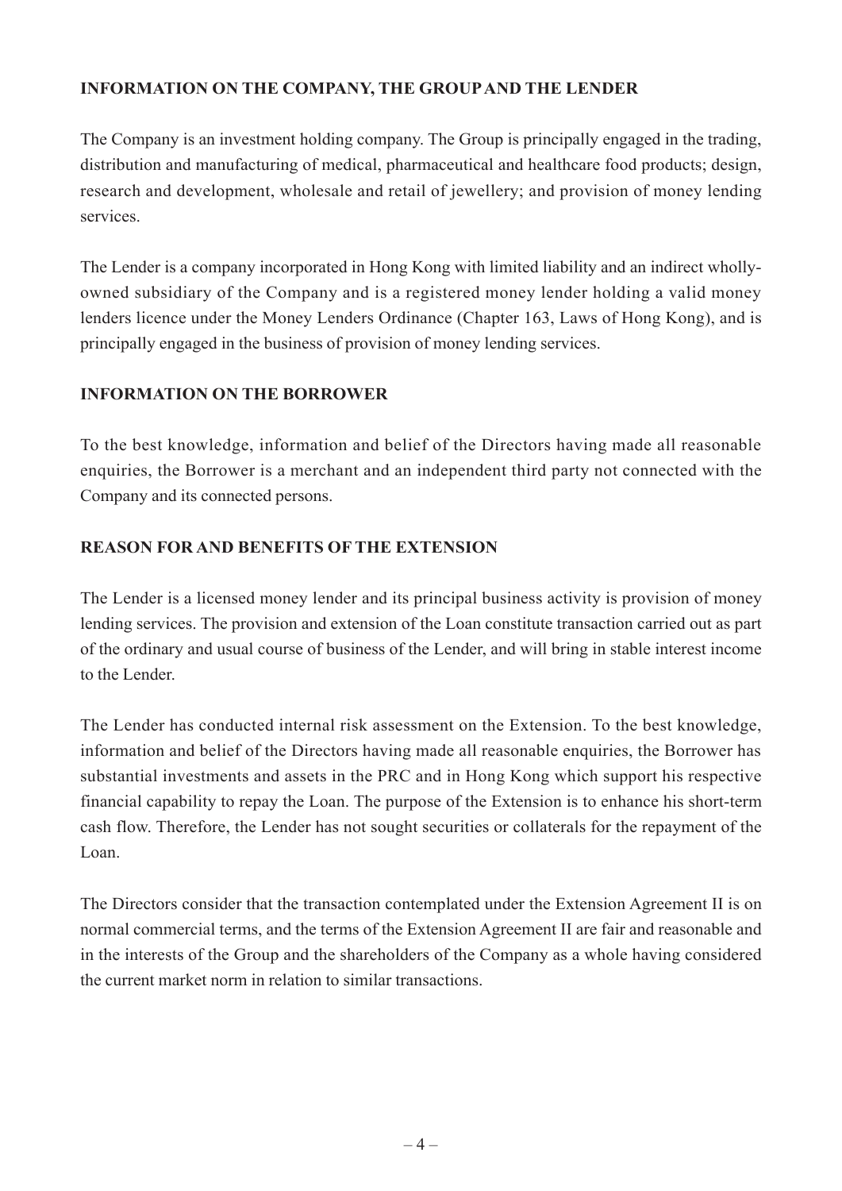## INFORMATION ON THE COMPANY, THE GROUP AND THE LENDER

The Company is an investment holding company. The Group is principally engaged in the trading, distribution and manufacturing of medical, pharmaceutical and healthcare food products; design, research and development, wholesale and retail of jewellery; and provision of money lending services.

The Lender is a company incorporated in Hong Kong with limited liability and an indirect wholly-owned subsidiary of the Company and is a registered money lender holding a valid money lenders licence under the Money Lenders Ordinance (Chapter 163, Laws of Hong Kong), and is principally engaged in the business of provision of money lending services.

## INFORMATION ON THE BORROWER

To the best knowledge, information and belief of the Directors having made all reasonable enquiries, the Borrower is a merchant and an independent third party not connected with the Company and its connected persons.

## REASON FOR AND BENEFITS OF THE EXTENSION

The Lender is a licensed money lender and its principal business activity is provision of money lending services. The provision and extension of the Loan constitute transaction carried out as part of the ordinary and usual course of business of the Lender, and will bring in stable interest income to the Lender.

The Lender has conducted internal risk assessment on the Extension. To the best knowledge, information and belief of the Directors having made all reasonable enquiries, the Borrower has substantial investments and assets in the PRC and in Hong Kong which support his respective financial capability to repay the Loan. The purpose of the Extension is to enhance his short-term cash flow. Therefore, the Lender has not sought securities or collaterals for the repayment of the Loan.

The Directors consider that the transaction contemplated under the Extension Agreement II is on normal commercial terms, and the terms of the Extension Agreement II are fair and reasonable and in the interests of the Group and the shareholders of the Company as a whole having considered the current market norm in relation to similar transactions.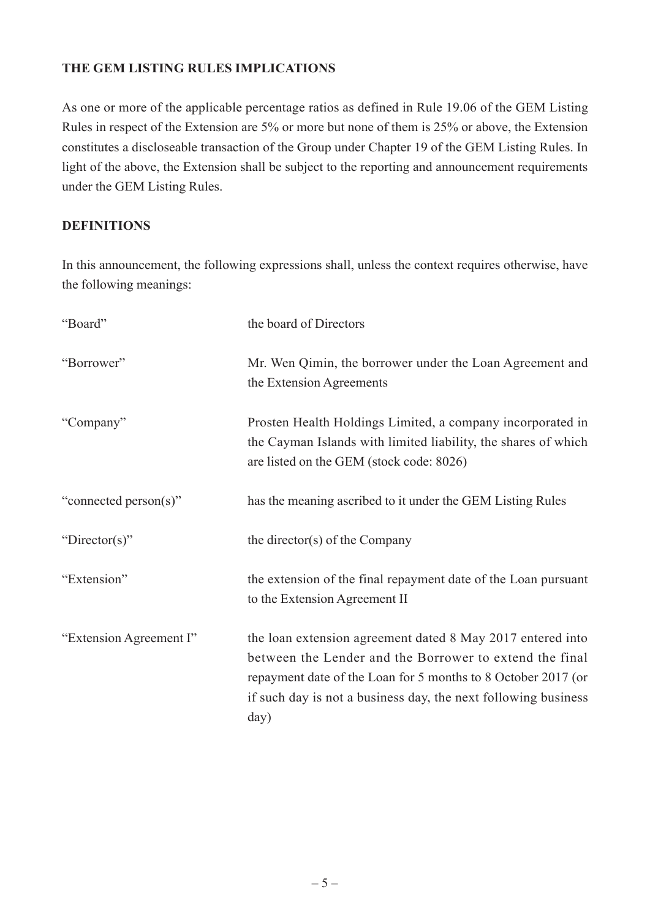## THE GEM LISTING RULES IMPLICATIONS

As one or more of the applicable percentage ratios as defined in Rule 19.06 of the GEM Listing Rules in respect of the Extension are 5% or more but none of them is 25% or above, the Extension constitutes a discloseable transaction of the Group under Chapter 19 of the GEM Listing Rules. In light of the above, the Extension shall be subject to the reporting and announcement requirements under the GEM Listing Rules.

## DEFINITIONS

In this announcement, the following expressions shall, unless the context requires otherwise, have the following meanings:

| | |
|---|---|
| "Board" | the board of Directors |
| "Borrower" | Mr. Wen Qimin, the borrower under the Loan Agreement and the Extension Agreements |
| "Company" | Prosten Health Holdings Limited, a company incorporated in the Cayman Islands with limited liability, the shares of which are listed on the GEM (stock code: 8026) |
| "connected person(s)" | has the meaning ascribed to it under the GEM Listing Rules |
| "Director(s)" | the director(s) of the Company |
| "Extension" | the extension of the final repayment date of the Loan pursuant to the Extension Agreement II |
| "Extension Agreement I" | the loan extension agreement dated 8 May 2017 entered into between the Lender and the Borrower to extend the final repayment date of the Loan for 5 months to 8 October 2017 (or if such day is not a business day, the next following business day) |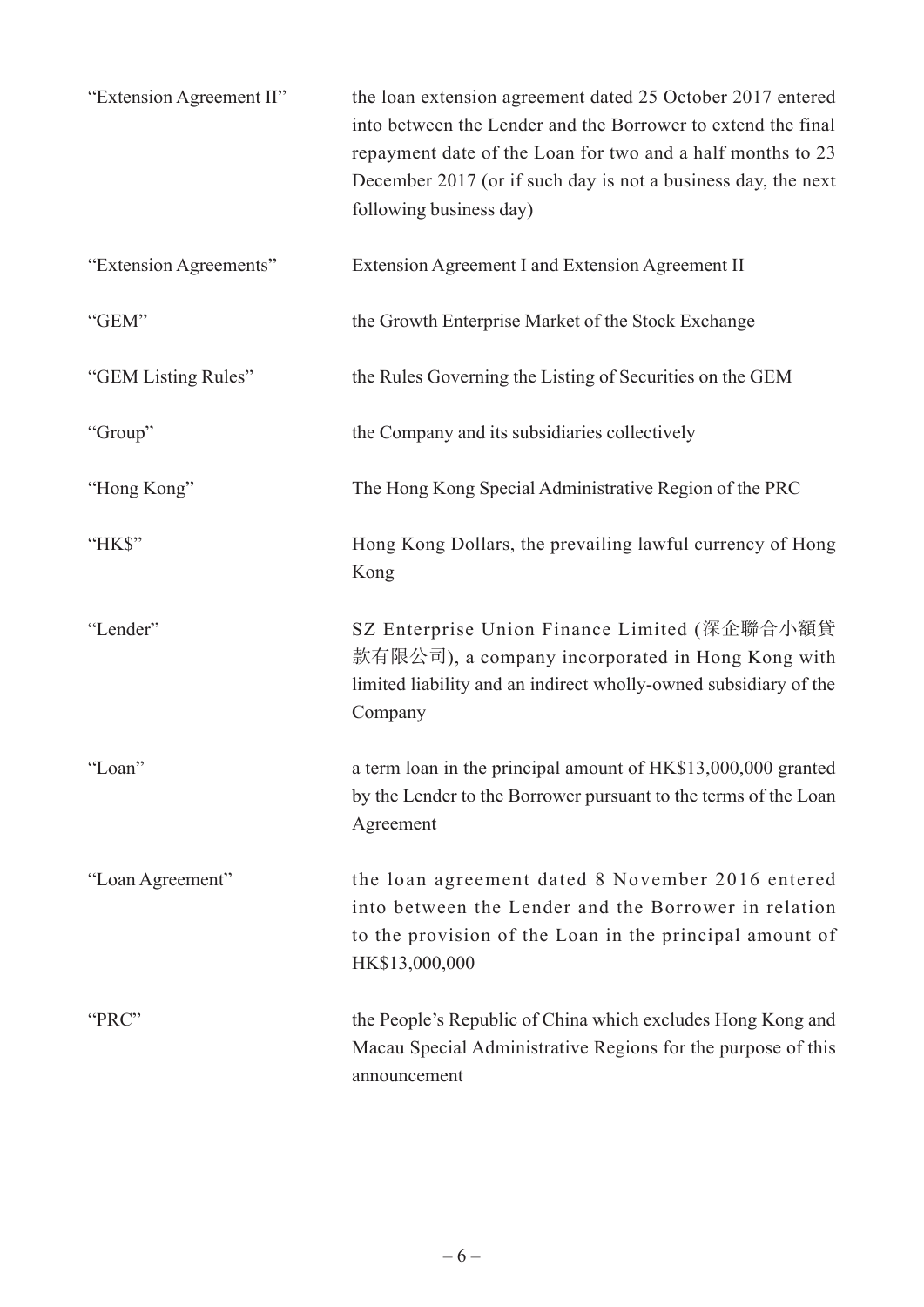| | |
|---|---|
| "Extension Agreement II" | the loan extension agreement dated 25 October 2017 entered into between the Lender and the Borrower to extend the final repayment date of the Loan for two and a half months to 23 December 2017 (or if such day is not a business day, the next following business day) |
| "Extension Agreements" | Extension Agreement I and Extension Agreement II |
| "GEM" | the Growth Enterprise Market of the Stock Exchange |
| "GEM Listing Rules" | the Rules Governing the Listing of Securities on the GEM |
| "Group" | the Company and its subsidiaries collectively |
| "Hong Kong" | The Hong Kong Special Administrative Region of the PRC |
| "HK$" | Hong Kong Dollars, the prevailing lawful currency of Hong Kong |
| "Lender" | SZ Enterprise Union Finance Limited (深企聯合小額貸款有限公司), a company incorporated in Hong Kong with limited liability and an indirect wholly-owned subsidiary of the Company |
| "Loan" | a term loan in the principal amount of HK$13,000,000 granted by the Lender to the Borrower pursuant to the terms of the Loan Agreement |
| "Loan Agreement" | the loan agreement dated 8 November 2016 entered into between the Lender and the Borrower in relation to the provision of the Loan in the principal amount of HK$13,000,000 |
| "PRC" | the People's Republic of China which excludes Hong Kong and Macau Special Administrative Regions for the purpose of this announcement |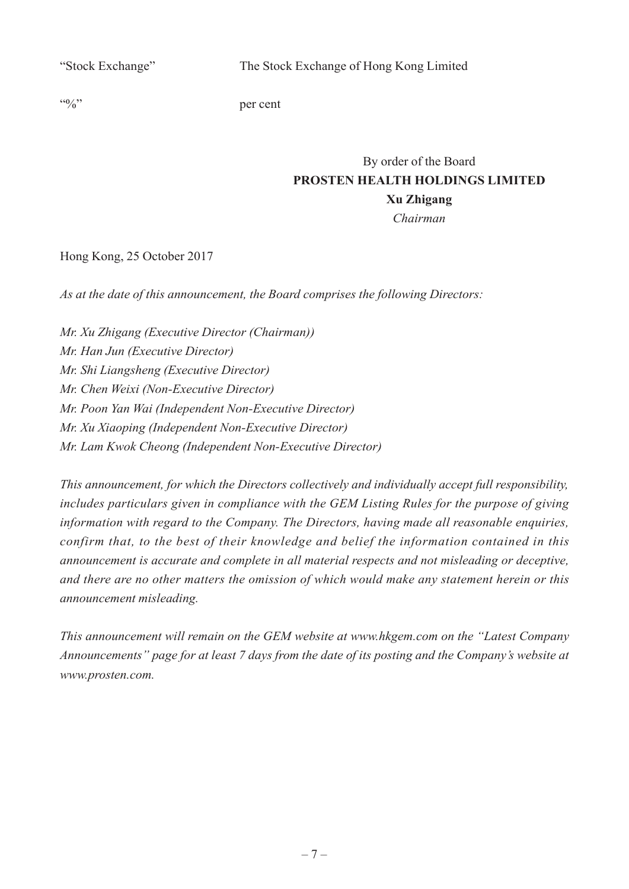| | |
|---|---|
| "Stock Exchange" | The Stock Exchange of Hong Kong Limited |
| "%" | per cent |

By order of the Board
**PROSTEN HEALTH HOLDINGS LIMITED**
**Xu Zhigang**
*Chairman*

Hong Kong, 25 October 2017

*As at the date of this announcement, the Board comprises the following Directors:*

*Mr. Xu Zhigang (Executive Director (Chairman))*
*Mr. Han Jun (Executive Director)*
*Mr. Shi Liangsheng (Executive Director)*
*Mr. Chen Weixi (Non-Executive Director)*
*Mr. Poon Yan Wai (Independent Non-Executive Director)*
*Mr. Xu Xiaoping (Independent Non-Executive Director)*
*Mr. Lam Kwok Cheong (Independent Non-Executive Director)*

*This announcement, for which the Directors collectively and individually accept full responsibility, includes particulars given in compliance with the GEM Listing Rules for the purpose of giving information with regard to the Company. The Directors, having made all reasonable enquiries, confirm that, to the best of their knowledge and belief the information contained in this announcement is accurate and complete in all material respects and not misleading or deceptive, and there are no other matters the omission of which would make any statement herein or this announcement misleading.*

*This announcement will remain on the GEM website at www.hkgem.com on the "Latest Company Announcements" page for at least 7 days from the date of its posting and the Company's website at www.prosten.com.*